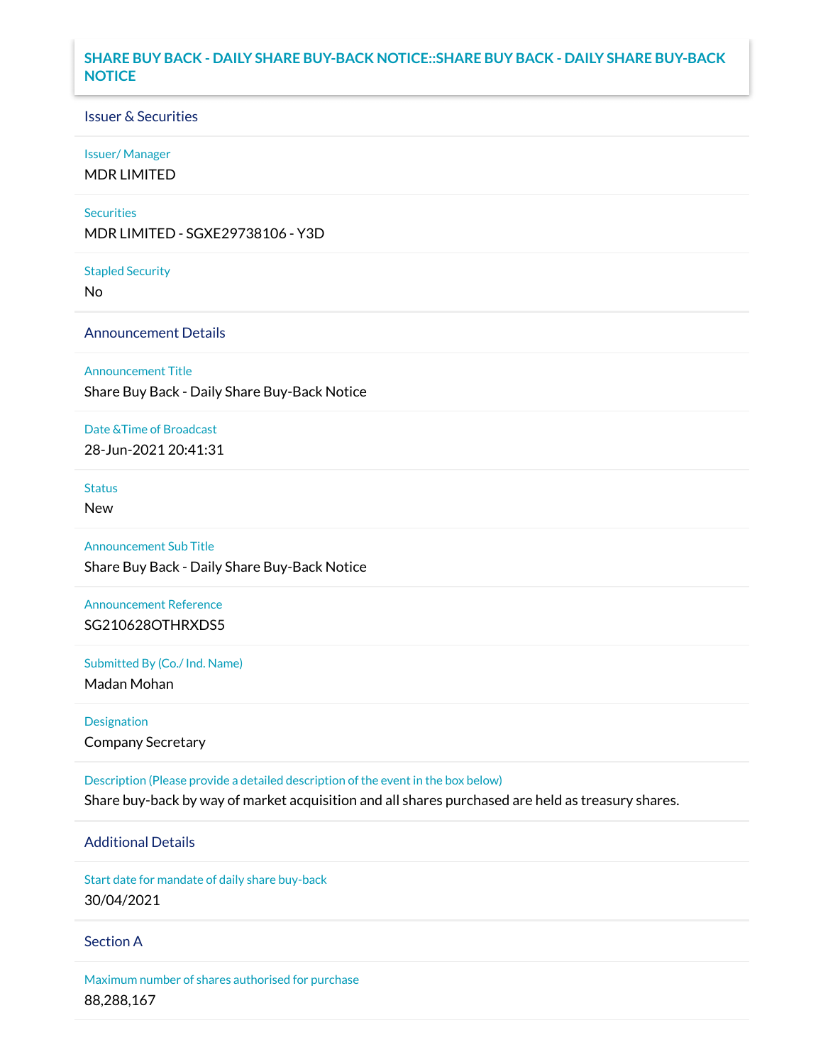# SHARE BUY BACK - DAILY SHARE BUY-BACK NOTICE::SHARE BUY BACK - DAILY SHARE BUY-BACK NOTICE

## Issuer & Securities

**Issuer/ Manager**
MDR LIMITED

**Securities**
MDR LIMITED - SGXE29738106 - Y3D

**Stapled Security**
No

## Announcement Details

**Announcement Title**
Share Buy Back - Daily Share Buy-Back Notice

**Date &Time of Broadcast**
28-Jun-2021 20:41:31

**Status**
New

**Announcement Sub Title**
Share Buy Back - Daily Share Buy-Back Notice

**Announcement Reference**
SG210628OTHRXDS5

**Submitted By (Co./ Ind. Name)**
Madan Mohan

**Designation**
Company Secretary

**Description (Please provide a detailed description of the event in the box below)**
Share buy-back by way of market acquisition and all shares purchased are held as treasury shares.

## Additional Details

**Start date for mandate of daily share buy-back**
30/04/2021

## Section A

**Maximum number of shares authorised for purchase**
88,288,167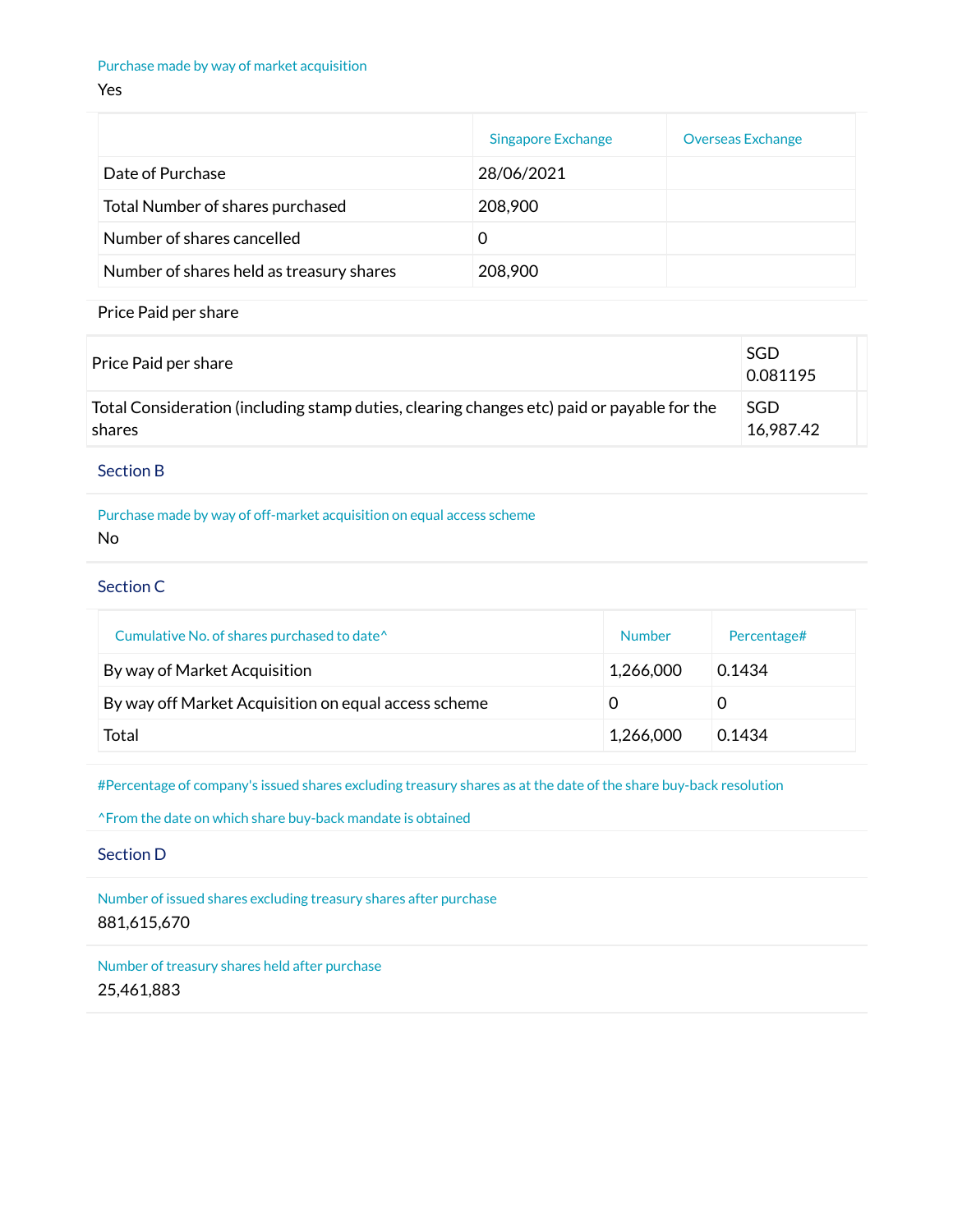Purchase made by way of market acquisition

Yes

| | Singapore Exchange | Overseas Exchange |
| --- | --- | --- |
| Date of Purchase | 28/06/2021 | |
| Total Number of shares purchased | 208,900 | |
| Number of shares cancelled | 0 | |
| Number of shares held as treasury shares | 208,900 | |

Price Paid per share

| | |
| --- | --- |
| Price Paid per share | SGD 0.081195 |
| Total Consideration (including stamp duties, clearing changes etc) paid or payable for the shares | SGD 16,987.42 |

## Section B

Purchase made by way of off-market acquisition on equal access scheme

No

## Section C

| Cumulative No. of shares purchased to date^ | Number | Percentage# |
| --- | --- | --- |
| By way of Market Acquisition | 1,266,000 | 0.1434 |
| By way off Market Acquisition on equal access scheme | 0 | 0 |
| Total | 1,266,000 | 0.1434 |

#Percentage of company's issued shares excluding treasury shares as at the date of the share buy-back resolution

^From the date on which share buy-back mandate is obtained

## Section D

Number of issued shares excluding treasury shares after purchase

881,615,670

Number of treasury shares held after purchase

25,461,883